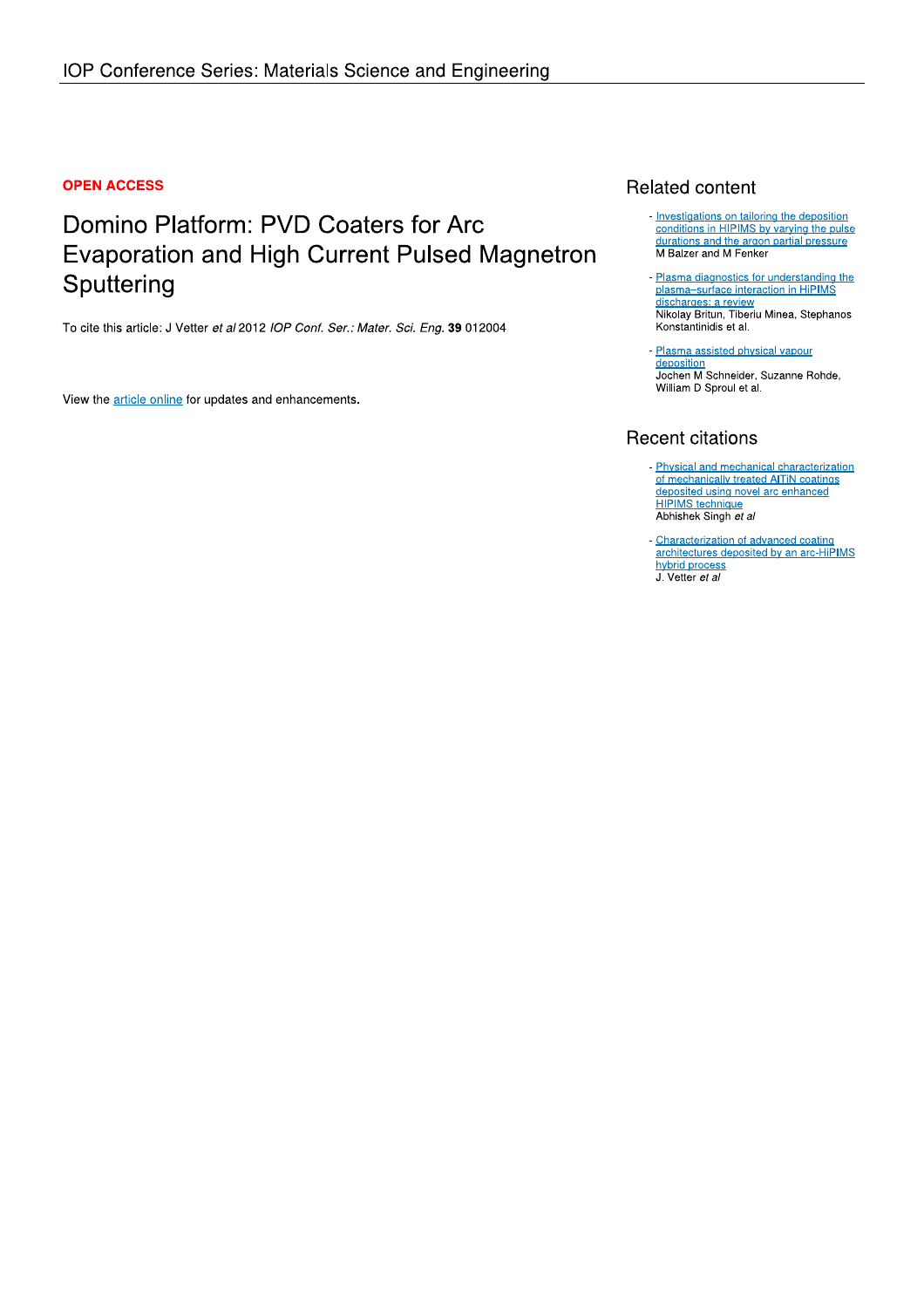IOP Conference Series: Materials Science and Engineering

**OPEN ACCESS**

# Domino Platform: PVD Coaters for Arc Evaporation and High Current Pulsed Magnetron Sputtering

To cite this article: J Vetter *et al* 2012 *IOP Conf. Ser.: Mater. Sci. Eng.* **39** 012004

View the article online for updates and enhancements.

## Related content

- Investigations on tailoring the deposition conditions in HIPIMS by varying the pulse durations and the argon partial pressure
  M Balzer and M Fenker

- Plasma diagnostics for understanding the plasma–surface interaction in HiPIMS discharges: a review
  Nikolay Britun, Tiberiu Minea, Stephanos Konstantinidis et al.

- Plasma assisted physical vapour deposition
  Jochen M Schneider, Suzanne Rohde, William D Sproul et al.

## Recent citations

- Physical and mechanical characterization of mechanically treated AlTiN coatings deposited using novel arc enhanced HIPIMS technique
  Abhishek Singh *et al*

- Characterization of advanced coating architectures deposited by an arc-HiPIMS hybrid process
  J. Vetter *et al*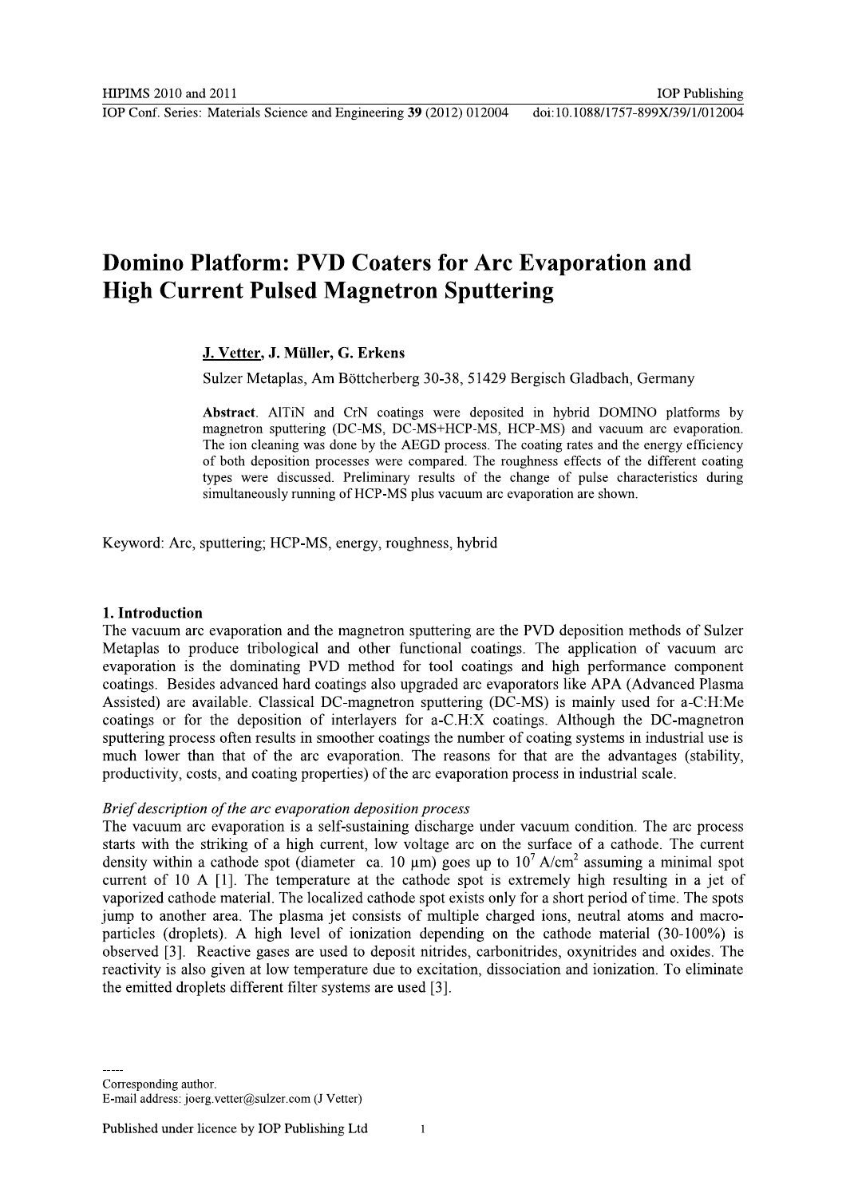# Domino Platform: PVD Coaters for Arc Evaporation and High Current Pulsed Magnetron Sputtering

**J. Vetter, J. Müller, G. Erkens**

Sulzer Metaplas, Am Böttcherberg 30-38, 51429 Bergisch Gladbach, Germany

**Abstract**. AlTiN and CrN coatings were deposited in hybrid DOMINO platforms by magnetron sputtering (DC-MS, DC-MS+HCP-MS, HCP-MS) and vacuum arc evaporation. The ion cleaning was done by the AEGD process. The coating rates and the energy efficiency of both deposition processes were compared. The roughness effects of the different coating types were discussed. Preliminary results of the change of pulse characteristics during simultaneously running of HCP-MS plus vacuum arc evaporation are shown.

Keyword: Arc, sputtering; HCP-MS, energy, roughness, hybrid

## 1. Introduction

The vacuum arc evaporation and the magnetron sputtering are the PVD deposition methods of Sulzer Metaplas to produce tribological and other functional coatings. The application of vacuum arc evaporation is the dominating PVD method for tool coatings and high performance component coatings. Besides advanced hard coatings also upgraded arc evaporators like APA (Advanced Plasma Assisted) are available. Classical DC-magnetron sputtering (DC-MS) is mainly used for a-C:H:Me coatings or for the deposition of interlayers for a-C.H:X coatings. Although the DC-magnetron sputtering process often results in smoother coatings the number of coating systems in industrial use is much lower than that of the arc evaporation. The reasons for that are the advantages (stability, productivity, costs, and coating properties) of the arc evaporation process in industrial scale.

*Brief description of the arc evaporation deposition process*

The vacuum arc evaporation is a self-sustaining discharge under vacuum condition. The arc process starts with the striking of a high current, low voltage arc on the surface of a cathode. The current density within a cathode spot (diameter ca. 10 µm) goes up to $10^7$ A/cm$^2$ assuming a minimal spot current of 10 A [1]. The temperature at the cathode spot is extremely high resulting in a jet of vaporized cathode material. The localized cathode spot exists only for a short period of time. The spots jump to another area. The plasma jet consists of multiple charged ions, neutral atoms and macro-particles (droplets). A high level of ionization depending on the cathode material (30-100%) is observed [3]. Reactive gases are used to deposit nitrides, carbonitrides, oxynitrides and oxides. The reactivity is also given at low temperature due to excitation, dissociation and ionization. To eliminate the emitted droplets different filter systems are used [3].

-----

Corresponding author.

E-mail address: joerg.vetter@sulzer.com (J Vetter)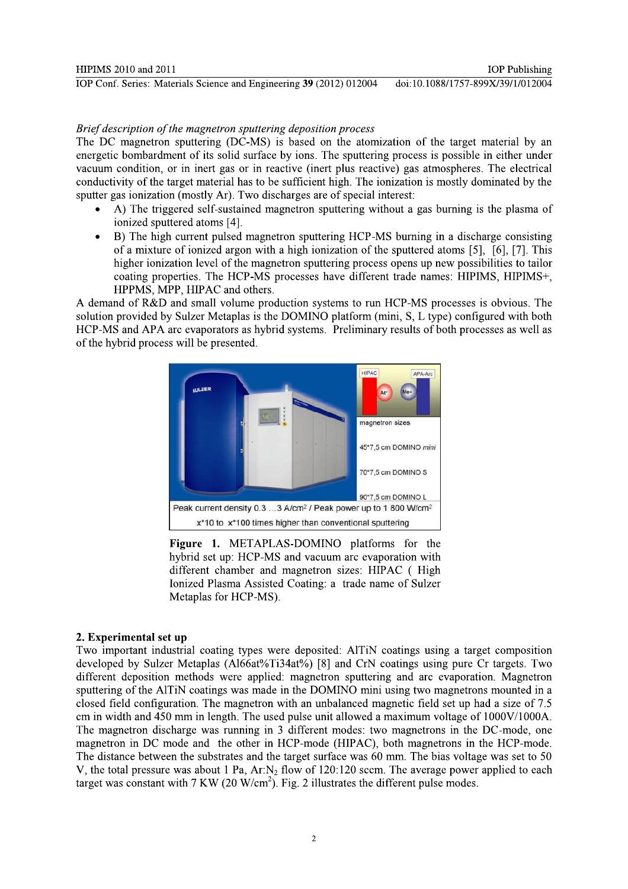*Brief description of the magnetron sputtering deposition process*

The DC magnetron sputtering (DC-MS) is based on the atomization of the target material by an energetic bombardment of its solid surface by ions. The sputtering process is possible in either vacuum condition, or in inert gas or in reactive (inert plus reactive) gas atmospheres. The electrical conductivity of the target material has to be sufficient high. The ionization is mostly dominated by the sputter gas ionization (mostly Ar). Two discharges are of special interest:

- A) The triggered self-sustained magnetron sputtering without a gas burning is the plasma of ionized sputtered atoms [4].
- B) The high current pulsed magnetron sputtering HCP-MS burning in a discharge consisting of a mixture of ionized argon with a high ionization of the sputtered atoms [5], [6], [7]. This higher ionization level of the magnetron sputtering process opens up new possibilities to tailor coating properties. The HCP-MS processes have different trade names: HIPIMS, HIPIMS+, HPPMS, MPP, HIPAC and others.

A demand of R&D and small volume production systems to run HCP-MS processes is obvious. The solution provided by Sulzer Metaplas is the DOMINO platform (mini, S, L type) configured with both HCP-MS and APA arc evaporators as hybrid systems. Preliminary results of both processes as well as of the hybrid process will be presented.

SULZER

HIPAC

APA-Arc

Ar+

Me+

magnetron sizes

45*7,5 cm DOMINO *mini*

70*7,5 cm DOMINO S

90*7,5 cm DOMINO L

Peak current density 0.3 ...3 A/cm² / Peak power up to 1 800 W/cm²

x*10 to x*100 times higher than conventional sputtering

**Figure 1.** METAPLAS-DOMINO platforms for the hybrid set up: HCP-MS and vacuum arc evaporation with different chamber and magnetron sizes: HIPAC ( High Ionized Plasma Assisted Coating: a trade name of Sulzer Metaplas for HCP-MS).

## 2. Experimental set up

Two important industrial coating types were deposited: AlTiN coatings using a target composition developed by Sulzer Metaplas (Al66at%Ti34at%) [8] and CrN coatings using pure Cr targets. Two different deposition methods were applied: magnetron sputtering and arc evaporation. Magnetron sputtering of the AlTiN coatings was made in the DOMINO mini using two magnetrons mounted in a closed field configuration. The magnetron with an unbalanced magnetic field set up had a size of 7.5 cm in width and 450 mm in length. The used pulse unit allowed a maximum voltage of 1000V/1000A. The magnetron discharge was running in 3 different modes: two magnetrons in the DC-mode, one magnetron in DC mode and the other in HCP-mode (HIPAC), both magnetrons in the HCP-mode. The distance between the substrates and the target surface was 60 mm. The bias voltage was set to 50 V, the total pressure was about 1 Pa, Ar:$N_2$ flow of 120:120 sccm. The average power applied to each target was constant with 7 KW (20 W/cm$^2$). Fig. 2 illustrates the different pulse modes.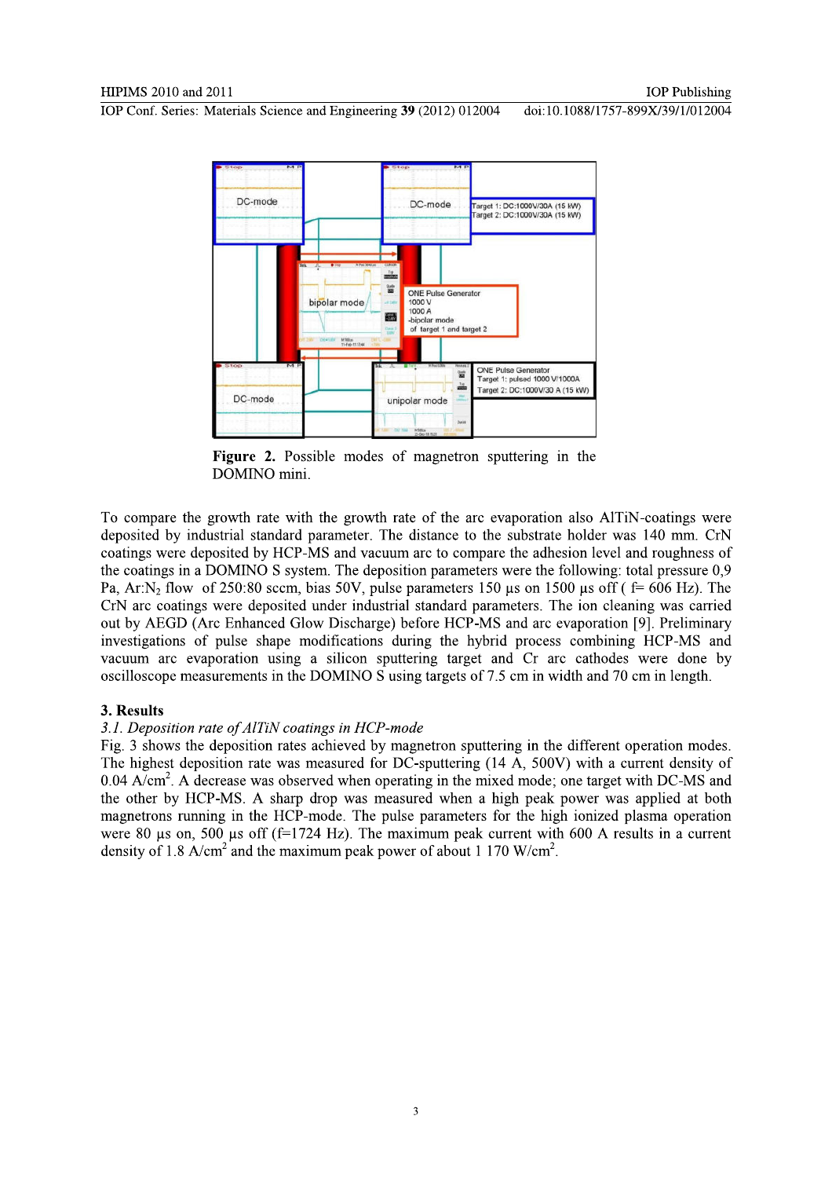DC-mode

DC-mode

Target 1: DC:1000V/30A (15 kW)
Target 2: DC:1000V/30A (15 kW)

bipolar mode

ONE Pulse Generator
1000 V
1000 A
-bipolar mode
of target 1 and target 2

DC-mode

unipolar mode

ONE Pulse Generator
Target 1: pulsed 1000 V/1000A
Target 2: DC:1000V/30 A (15 kW)

**Figure 2.** Possible modes of magnetron sputtering in the DOMINO mini.

To compare the growth rate with the growth rate of the arc evaporation also AlTiN-coatings were deposited by industrial standard parameter. The distance to the substrate holder was 140 mm. CrN coatings were deposited by HCP-MS and vacuum arc to compare the adhesion level and roughness of the coatings in a DOMINO S system. The deposition parameters were the following: total pressure 0,9 Pa, Ar:$N_2$ flow of 250:80 sccm, bias 50V, pulse parameters 150 µs on 1500 µs off ( f= 606 Hz). The CrN arc coatings were deposited under industrial standard parameters. The ion cleaning was carried out by AEGD (Arc Enhanced Glow Discharge) before HCP-MS and arc evaporation [9]. Preliminary investigations of pulse shape modifications during the hybrid process combining HCP-MS and vacuum arc evaporation using a silicon sputtering target and Cr arc cathodes were done by oscilloscope measurements in the DOMINO S using targets of 7.5 cm in width and 70 cm in length.

## 3. Results

### *3.1. Deposition rate of AlTiN coatings in HCP-mode*

Fig. 3 shows the deposition rates achieved by magnetron sputtering in the different operation modes. The highest deposition rate was measured for DC-sputtering (14 A, 500V) with a current density of 0.04 A/cm$^2$. A decrease was observed when operating in the mixed mode; one target with DC-MS and the other by HCP-MS. A sharp drop was measured when a high peak power was applied at both magnetrons running in the HCP-mode. The pulse parameters for the high ionized plasma operation were 80 µs on, 500 µs off (f=1724 Hz). The maximum peak current with 600 A results in a current density of 1.8 A/cm$^2$ and the maximum peak power of about 1 170 W/cm$^2$.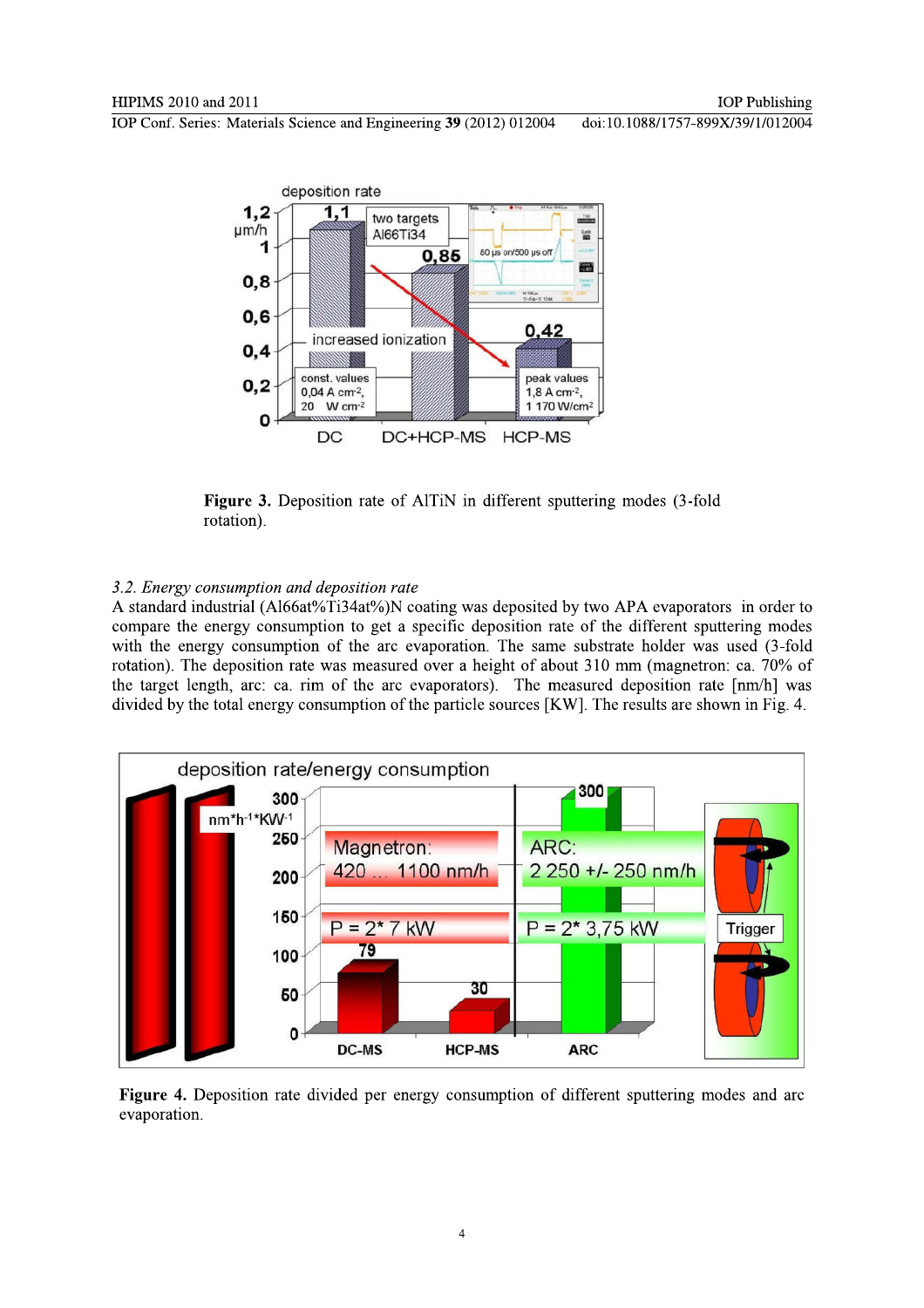**Figure 3.** Deposition rate of AlTiN in different sputtering modes (3-fold rotation).

### 3.2. Energy consumption and deposition rate

A standard industrial (Al66at%Ti34at%)N coating was deposited by two APA evaporators in order to compare the energy consumption to get a specific deposition rate of the different sputtering modes with the energy consumption of the arc evaporation. The same substrate holder was used (3-fold rotation). The deposition rate was measured over a height of about 310 mm (magnetron: ca. 70% of the target length, arc: ca. rim of the arc evaporators). The measured deposition rate [nm/h] was divided by the total energy consumption of the particle sources [KW]. The results are shown in Fig. 4.

**Figure 4.** Deposition rate divided per energy consumption of different sputtering modes and arc evaporation.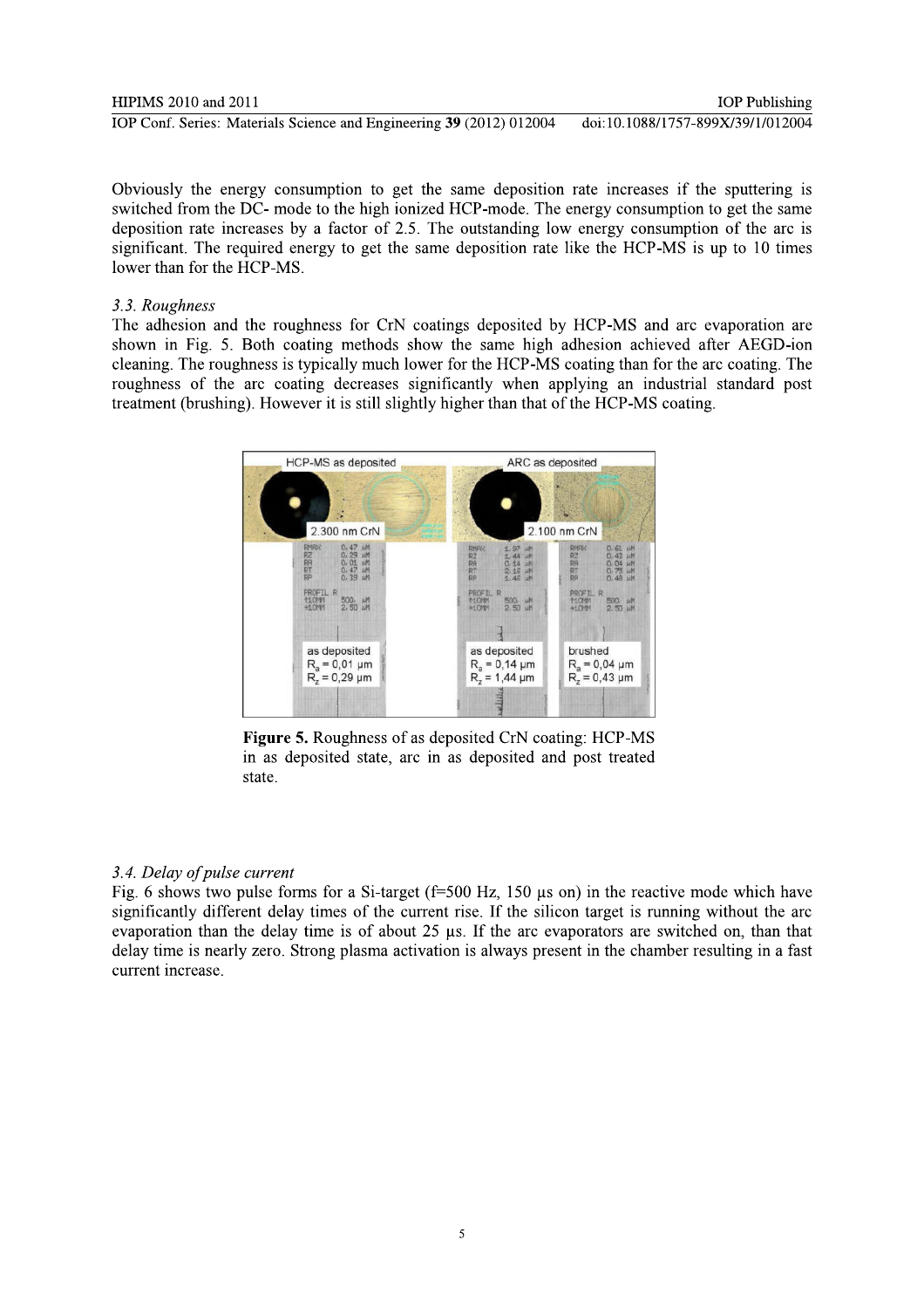Obviously the energy consumption to get the same deposition rate increases if the sputtering is switched from the DC- mode to the high ionized HCP-mode. The energy consumption to get the same deposition rate increases by a factor of 2.5. The outstanding low energy consumption of the arc is significant. The required energy to get the same deposition rate like the HCP-MS is up to 10 times lower than for the HCP-MS.

### 3.3. Roughness

The adhesion and the roughness for CrN coatings deposited by HCP-MS and arc evaporation are shown in Fig. 5. Both coating methods show the same high adhesion achieved after AEGD-ion cleaning. The roughness is typically much lower for the HCP-MS coating than for the arc coating. The roughness of the arc coating decreases significantly when applying an industrial standard post treatment (brushing). However it is still slightly higher than that of the HCP-MS coating.

**Figure 5.** Roughness of as deposited CrN coating: HCP-MS in as deposited state, arc in as deposited and post treated state.

### 3.4. Delay of pulse current

Fig. 6 shows two pulse forms for a Si-target (f=500 Hz, 150 µs on) in the reactive mode which have significantly different delay times of the current rise. If the silicon target is running without the arc evaporation than the delay time is of about 25 µs. If the arc evaporators are switched on, than that delay time is nearly zero. Strong plasma activation is always present in the chamber resulting in a fast current increase.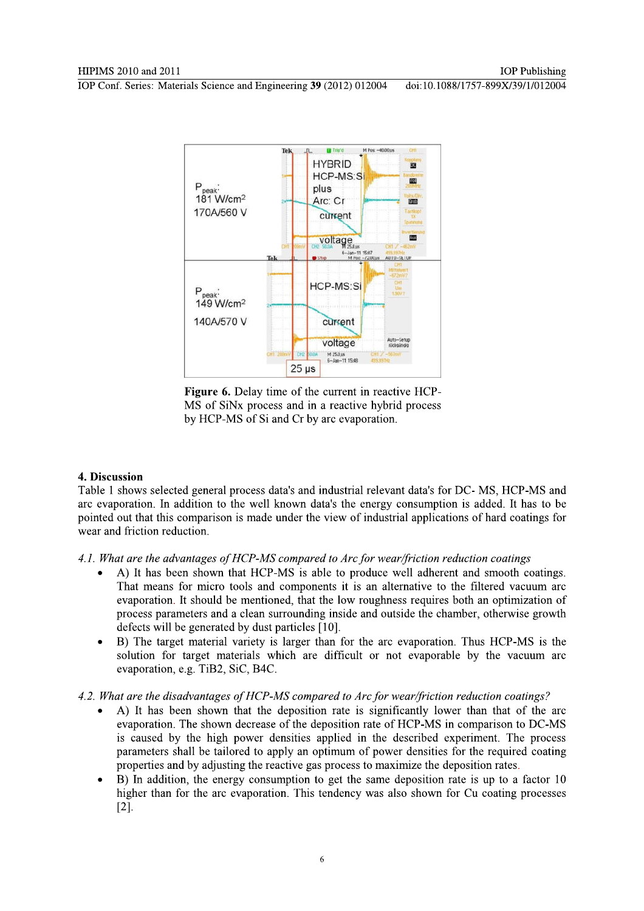P$_{peak}$:
181 W/cm²
170A/560 V

HYBRID
HCP-MS:Si
plus
Arc: Cr
current
voltage

P$_{peak}$:
149 W/cm²
140A/570 V

HCP-MS:Si
current
voltage

25 µs

**Figure 6.** Delay time of the current in reactive HCP-MS of SiNx process and in a reactive hybrid process by HCP-MS of Si and Cr by arc evaporation.

## 4. Discussion

Table 1 shows selected general process data's and industrial relevant data's for DC- MS, HCP-MS and arc evaporation. In addition to the well known data's the energy consumption is added. It has to be pointed out that this comparison is made under the view of industrial applications of hard coatings for wear and friction reduction.

### *4.1. What are the advantages of HCP-MS compared to Arc for wear/friction reduction coatings*

- A) It has been shown that HCP-MS is able to produce well adherent and smooth coatings. That means for micro tools and components it is an alternative to the filtered vacuum arc evaporation. It should be mentioned, that the low roughness requires both an optimization of process parameters and a clean surrounding inside and outside the chamber, otherwise growth defects will be generated by dust particles [10].
- B) The target material variety is larger than for the arc evaporation. Thus HCP-MS is the solution for target materials which are difficult or not evaporable by the vacuum arc evaporation, e.g. $TiB_2$, SiC, $B_4C$.

### *4.2. What are the disadvantages of HCP-MS compared to Arc for wear/friction reduction coatings?*

- A) It has been shown that the deposition rate is significantly lower than that of the arc evaporation. The shown decrease of the deposition rate of HCP-MS in comparison to DC-MS is caused by the high power densities applied in the described experiment. The process parameters shall be tailored to apply an optimum of power densities for the required coating properties and by adjusting the reactive gas process to maximize the deposition rates.
- B) In addition, the energy consumption to get the same deposition rate is up to a factor 10 higher than for the arc evaporation. This tendency was also shown for Cu coating processes [2].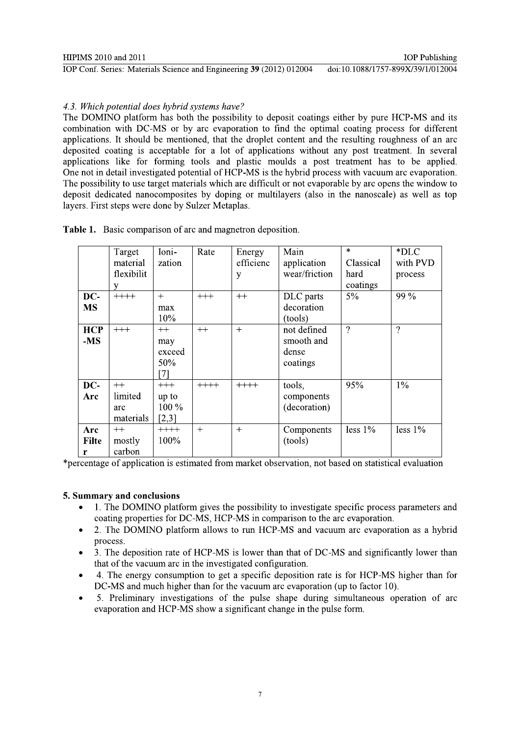### 4.3. Which potential does hybrid systems have?

The DOMINO platform has both the possibility to deposit coatings either by pure HCP-MS and its combination with DC-MS or by arc evaporation to find the optimal coating process for different applications. It should be mentioned, that the droplet content and the resulting roughness of an arc deposited coating is acceptable for a lot of applications without any post treatment. In several applications like for forming tools and plastic moulds a post treatment has to be applied. One not in detail investigated potential of HCP-MS is the hybrid process with vacuum arc evaporation. The possibility to use target materials which are difficult or not evaporable by arc opens the window to deposit dedicated nanocomposites by doping or multilayers (also in the nanoscale) as well as top layers. First steps were done by Sulzer Metaplas.

**Table 1.** Basic comparison of arc and magnetron deposition.

| | Target material flexibility | Ionization | Rate | Energy efficiency | Main application wear/friction | * Classical hard coatings | *DLC with PVD process |
|---|---|---|---|---|---|---|---|
| **DC-MS** | ++++ | + max 10% | +++ | ++ | DLC parts decoration (tools) | 5% | 99 % |
| **HCP-MS** | +++ | ++ may exceed 50% [7] | ++ | + | not defined smooth and dense coatings | ? | ? |
| **DC-Arc** | ++ limited arc materials | +++ up to 100 % [2,3] | ++++ | ++++ | tools, components (decoration) | 95% | 1% |
| **Arc Filter** | ++ mostly carbon | ++++ 100% | + | + | Components (tools) | less 1% | less 1% |

*percentage of application is estimated from market observation, not based on statistical evaluation

## 5. Summary and conclusions

- 1. The DOMINO platform gives the possibility to investigate specific process parameters and coating properties for DC-MS, HCP-MS in comparison to the arc evaporation.
- 2. The DOMINO platform allows to run HCP-MS and vacuum arc evaporation as a hybrid process.
- 3. The deposition rate of HCP-MS is lower than that of DC-MS and significantly lower than that of the vacuum arc in the investigated configuration.
- 4. The energy consumption to get a specific deposition rate is for HCP-MS higher than for DC-MS and much higher than for the vacuum arc evaporation (up to factor 10).
- 5. Preliminary investigations of the pulse shape during simultaneous operation of arc evaporation and HCP-MS show a significant change in the pulse form.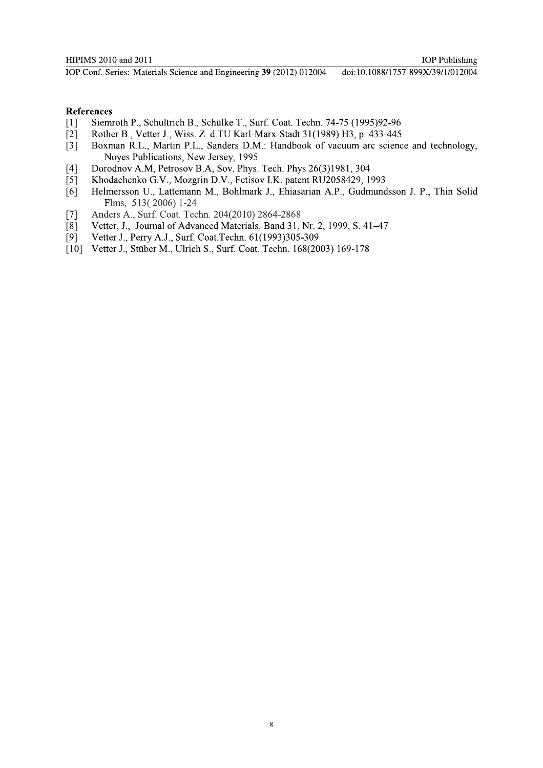**References**

[1] Siemroth P., Schultrich B., Schülke T., Surf. Coat. Techn. 74-75 (1995)92-96

[2] Rother B., Vetter J., Wiss. Z. d.TU Karl-Marx-Stadt 31(1989) H3, p. 433-445

[3] Boxman R.L., Martin P.L., Sanders D.M.: Handbook of vacuum arc science and technology, Noyes Publications, New Jersey, 1995

[4] Dorodnov A.M, Petrosov B.A, Sov. Phys. Tech. Phys 26(3)1981, 304

[5] Khodachenko G.V., Mozgrin D.V., Fetisov I.K. patent RU2058429, 1993

[6] Helmersson U., Lattemann M., Bohlmark J., Ehiasarian A.P., Gudmundsson J. P., Thin Solid Flms, 513( 2006) 1-24

[7] Anders A., Surf. Coat. Techn. 204(2010) 2864-2868

[8] Vetter, J., Journal of Advanced Materials. Band 31, Nr. 2, 1999, S. 41–47

[9] Vetter J., Perry A.J., Surf. Coat.Techn. 61(1993)305-309

[10] Vetter J., Stüber M., Ulrich S., Surf. Coat. Techn. 168(2003) 169-178